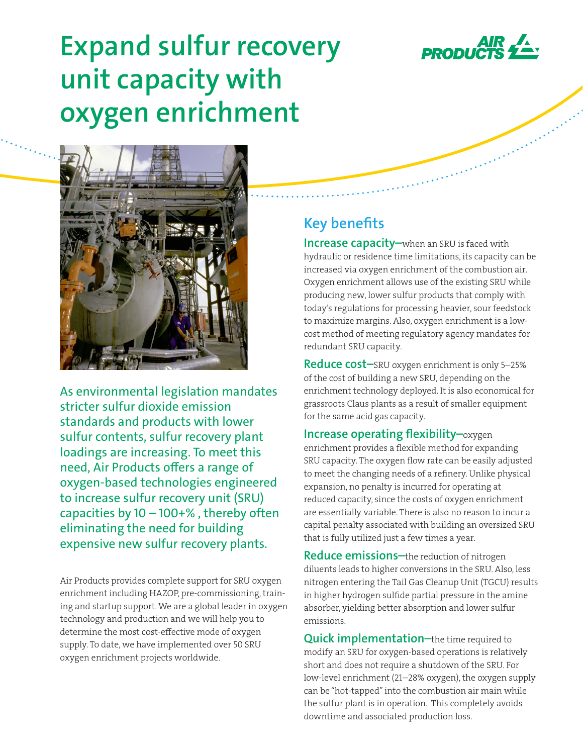# Expand sulfur recovery unit capacity with oxygen enrichment

As environmental legislation mandates stricter sulfur dioxide emission standards and products with lower sulfur contents, sulfur recovery plant loadings are increasing. To meet this need, Air Products offers a range of oxygen-based technologies engineered to increase sulfur recovery unit (SRU) capacities by 10 – 100+% , thereby often eliminating the need for building expensive new sulfur recovery plants.

Air Products provides complete support for SRU oxygen enrichment including HAZOP, pre-commissioning, training and startup support. We are a global leader in oxygen technology and production and we will help you to determine the most cost-effective mode of oxygen supply. To date, we have implemented over 50 SRU oxygen enrichment projects worldwide.

## Key benefits

**Increase capacity–**when an SRU is faced with hydraulic or residence time limitations, its capacity can be increased via oxygen enrichment of the combustion air. Oxygen enrichment allows use of the existing SRU while producing new, lower sulfur products that comply with today's regulations for processing heavier, sour feedstock to maximize margins. Also, oxygen enrichment is a low-cost method of meeting regulatory agency mandates for redundant SRU capacity.

**Reduce cost–**SRU oxygen enrichment is only 5–25% of the cost of building a new SRU, depending on the enrichment technology deployed. It is also economical for grassroots Claus plants as a result of smaller equipment for the same acid gas capacity.

**Increase operating flexibility–**oxygen enrichment provides a flexible method for expanding SRU capacity. The oxygen flow rate can be easily adjusted to meet the changing needs of a refinery. Unlike physical expansion, no penalty is incurred for operating at reduced capacity, since the costs of oxygen enrichment are essentially variable. There is also no reason to incur a capital penalty associated with building an oversized SRU that is fully utilized just a few times a year.

**Reduce emissions–**the reduction of nitrogen diluents leads to higher conversions in the SRU. Also, less nitrogen entering the Tail Gas Cleanup Unit (TGCU) results in higher hydrogen sulfide partial pressure in the amine absorber, yielding better absorption and lower sulfur emissions.

**Quick implementation–**the time required to modify an SRU for oxygen-based operations is relatively short and does not require a shutdown of the SRU. For low-level enrichment (21–28% oxygen), the oxygen supply can be "hot-tapped" into the combustion air main while the sulfur plant is in operation. This completely avoids downtime and associated production loss.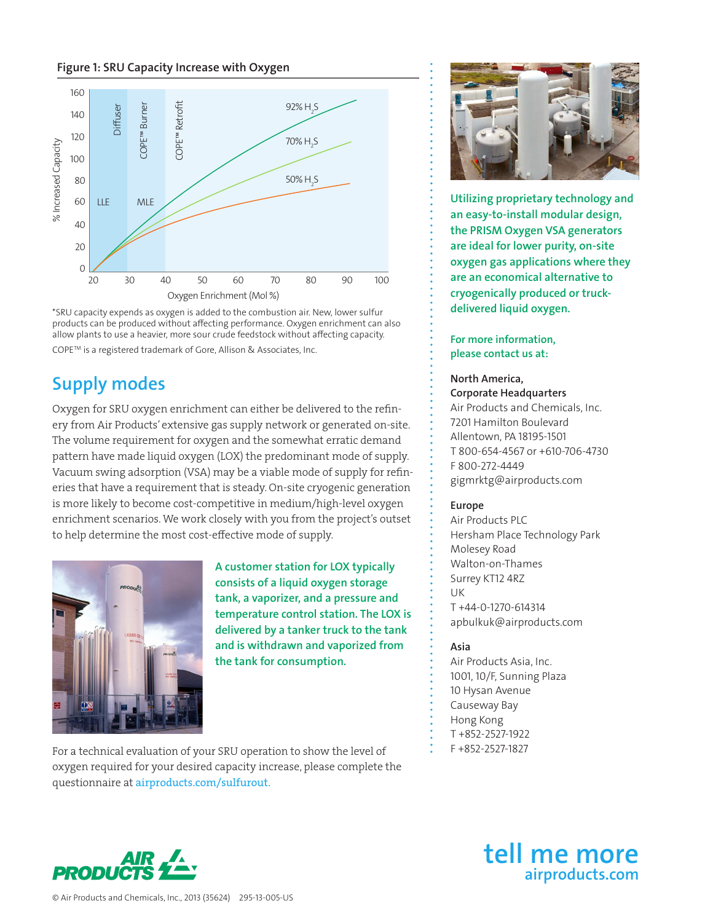**Figure 1: SRU Capacity Increase with Oxygen**

% Increased Capacity

160
140
120
100
80
60
40
20
0

20 30 40 50 60 70 80 90 100

Oxygen Enrichment (Mol %)

Diffuser

COPE™ Burner

COPE™ Retrofit

LLE

MLE

92% $H_2S$

70% $H_2S$

50% $H_2S$

*SRU capacity expends as oxygen is added to the combustion air. New, lower sulfur products can be produced without affecting performance. Oxygen enrichment can also allow plants to use a heavier, more sour crude feedstock without affecting capacity.

COPE™ is a registered trademark of Gore, Allison & Associates, Inc.

## Supply modes

Oxygen for SRU oxygen enrichment can either be delivered to the refinery from Air Products' extensive gas supply network or generated on-site. The volume requirement for oxygen and the somewhat erratic demand pattern have made liquid oxygen (LOX) the predominant mode of supply. Vacuum swing adsorption (VSA) may be a viable mode of supply for refineries that have a requirement that is steady. On-site cryogenic generation is more likely to become cost-competitive in medium/high-level oxygen enrichment scenarios. We work closely with you from the project's outset to help determine the most cost-effective mode of supply.

**A customer station for LOX typically consists of a liquid oxygen storage tank, a vaporizer, and a pressure and temperature control station. The LOX is delivered by a tanker truck to the tank and is withdrawn and vaporized from the tank for consumption.**

For a technical evaluation of your SRU operation to show the level of oxygen required for your desired capacity increase, please complete the questionnaire at airproducts.com/sulfurout.

**Utilizing proprietary technology and an easy-to-install modular design, the PRISM Oxygen VSA generators are ideal for lower purity, on-site oxygen gas applications where they are an economical alternative to cryogenically produced or truck-delivered liquid oxygen.**

For more information, please contact us at:

**North America, Corporate Headquarters**
Air Products and Chemicals, Inc.
7201 Hamilton Boulevard
Allentown, PA 18195-1501
T 800-654-4567 or +610-706-4730
F 800-272-4449
gigmrktg@airproducts.com

**Europe**
Air Products PLC
Hersham Place Technology Park
Molesey Road
Walton-on-Thames
Surrey KT12 4RZ
UK
T +44-0-1270-614314
apbulkuk@airproducts.com

**Asia**
Air Products Asia, Inc.
1001, 10/F, Sunning Plaza
10 Hysan Avenue
Causeway Bay
Hong Kong
T +852-2527-1922
F +852-2527-1827

AIR PRODUCTS

tell me more
airproducts.com

© Air Products and Chemicals, Inc., 2013 (35624) 295-13-005-US